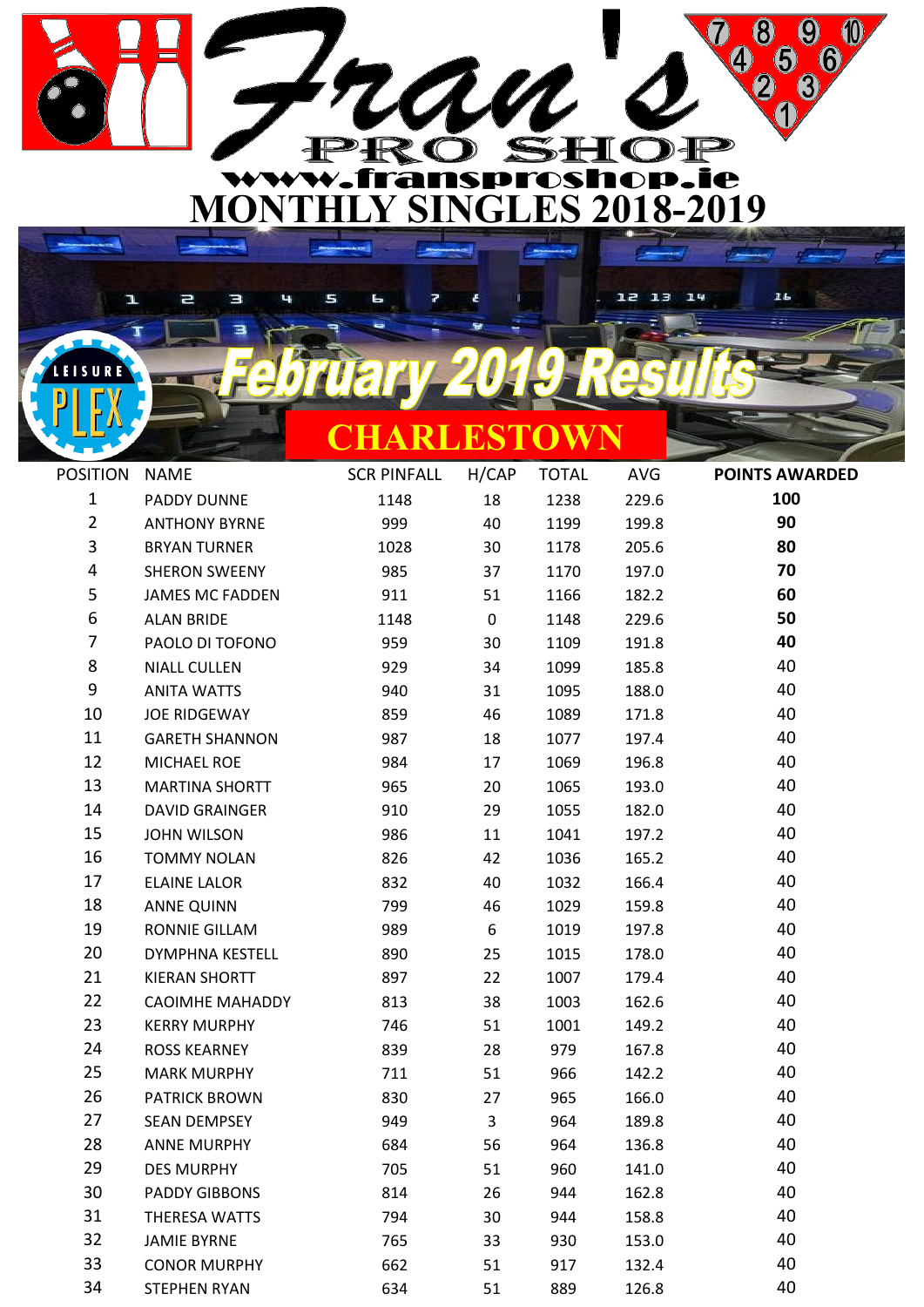# Fran's PRO SHOP

www.fransproshop.ie

## MONTHLY SINGLES 2018-2019

## February 2019 Results

## CHARLESTOWN

| POSITION | NAME | SCR PINFALL | H/CAP | TOTAL | AVG | POINTS AWARDED |
|---|---|---|---|---|---|---|
| 1 | PADDY DUNNE | 1148 | 18 | 1238 | 229.6 | **100** |
| 2 | ANTHONY BYRNE | 999 | 40 | 1199 | 199.8 | **90** |
| 3 | BRYAN TURNER | 1028 | 30 | 1178 | 205.6 | **80** |
| 4 | SHERON SWEENY | 985 | 37 | 1170 | 197.0 | **70** |
| 5 | JAMES MC FADDEN | 911 | 51 | 1166 | 182.2 | **60** |
| 6 | ALAN BRIDE | 1148 | 0 | 1148 | 229.6 | **50** |
| 7 | PAOLO DI TOFONO | 959 | 30 | 1109 | 191.8 | **40** |
| 8 | NIALL CULLEN | 929 | 34 | 1099 | 185.8 | 40 |
| 9 | ANITA WATTS | 940 | 31 | 1095 | 188.0 | 40 |
| 10 | JOE RIDGEWAY | 859 | 46 | 1089 | 171.8 | 40 |
| 11 | GARETH SHANNON | 987 | 18 | 1077 | 197.4 | 40 |
| 12 | MICHAEL ROE | 984 | 17 | 1069 | 196.8 | 40 |
| 13 | MARTINA SHORTT | 965 | 20 | 1065 | 193.0 | 40 |
| 14 | DAVID GRAINGER | 910 | 29 | 1055 | 182.0 | 40 |
| 15 | JOHN WILSON | 986 | 11 | 1041 | 197.2 | 40 |
| 16 | TOMMY NOLAN | 826 | 42 | 1036 | 165.2 | 40 |
| 17 | ELAINE LALOR | 832 | 40 | 1032 | 166.4 | 40 |
| 18 | ANNE QUINN | 799 | 46 | 1029 | 159.8 | 40 |
| 19 | RONNIE GILLAM | 989 | 6 | 1019 | 197.8 | 40 |
| 20 | DYMPHNA KESTELL | 890 | 25 | 1015 | 178.0 | 40 |
| 21 | KIERAN SHORTT | 897 | 22 | 1007 | 179.4 | 40 |
| 22 | CAOIMHE MAHADDY | 813 | 38 | 1003 | 162.6 | 40 |
| 23 | KERRY MURPHY | 746 | 51 | 1001 | 149.2 | 40 |
| 24 | ROSS KEARNEY | 839 | 28 | 979 | 167.8 | 40 |
| 25 | MARK MURPHY | 711 | 51 | 966 | 142.2 | 40 |
| 26 | PATRICK BROWN | 830 | 27 | 965 | 166.0 | 40 |
| 27 | SEAN DEMPSEY | 949 | 3 | 964 | 189.8 | 40 |
| 28 | ANNE MURPHY | 684 | 56 | 964 | 136.8 | 40 |
| 29 | DES MURPHY | 705 | 51 | 960 | 141.0 | 40 |
| 30 | PADDY GIBBONS | 814 | 26 | 944 | 162.8 | 40 |
| 31 | THERESA WATTS | 794 | 30 | 944 | 158.8 | 40 |
| 32 | JAMIE BYRNE | 765 | 33 | 930 | 153.0 | 40 |
| 33 | CONOR MURPHY | 662 | 51 | 917 | 132.4 | 40 |
| 34 | STEPHEN RYAN | 634 | 51 | 889 | 126.8 | 40 |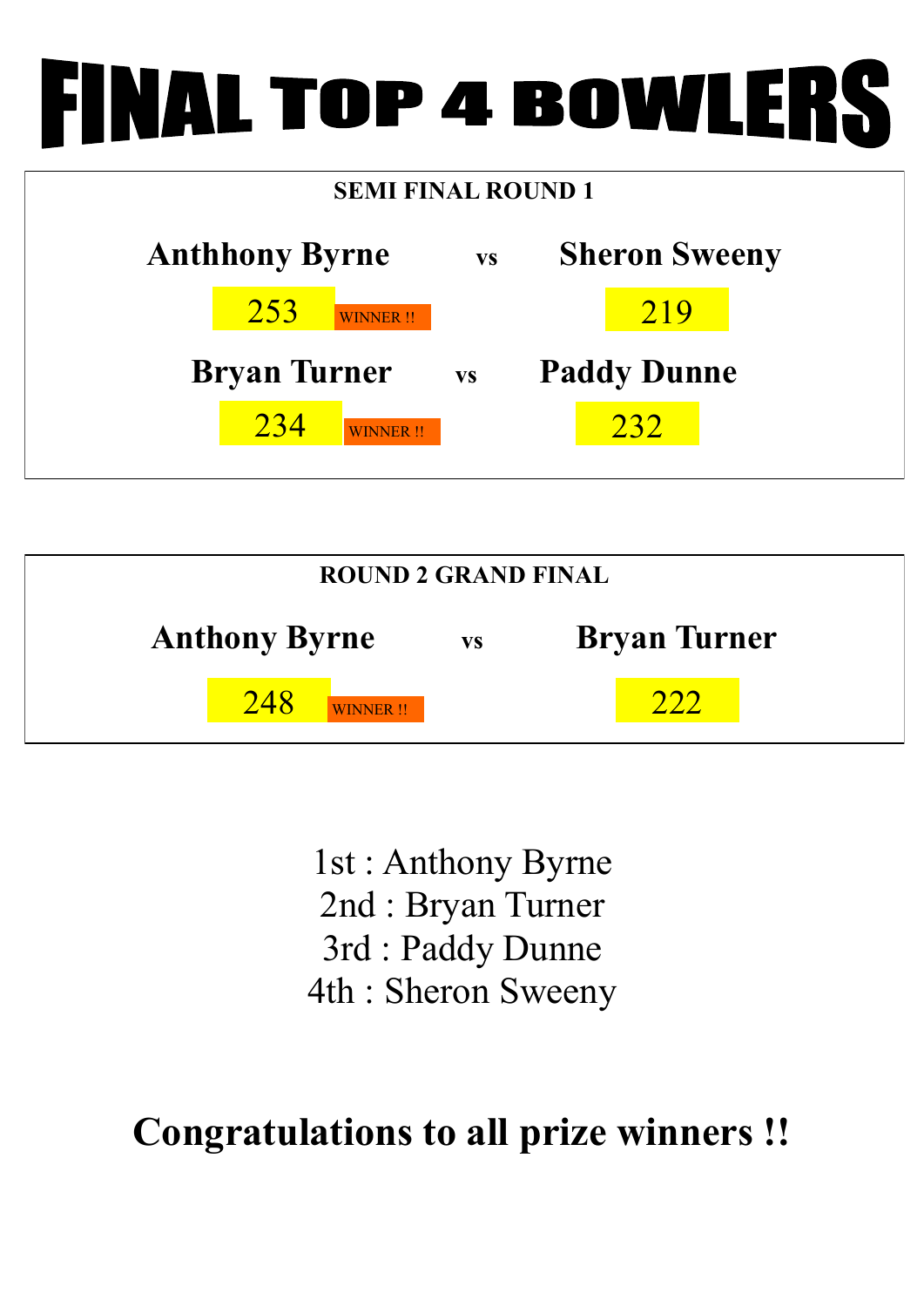# FINAL TOP 4 BOWLERS

## SEMI FINAL ROUND 1

**Anthhony Byrne** vs **Sheron Sweeny**

253 WINNER !! | 219

**Bryan Turner** vs **Paddy Dunne**

234 WINNER !! | 232

## ROUND 2 GRAND FINAL

**Anthony Byrne** vs **Bryan Turner**

248 WINNER !! | 222

1st : Anthony Byrne
2nd : Bryan Turner
3rd : Paddy Dunne
4th : Sheron Sweeny

**Congratulations to all prize winners !!**